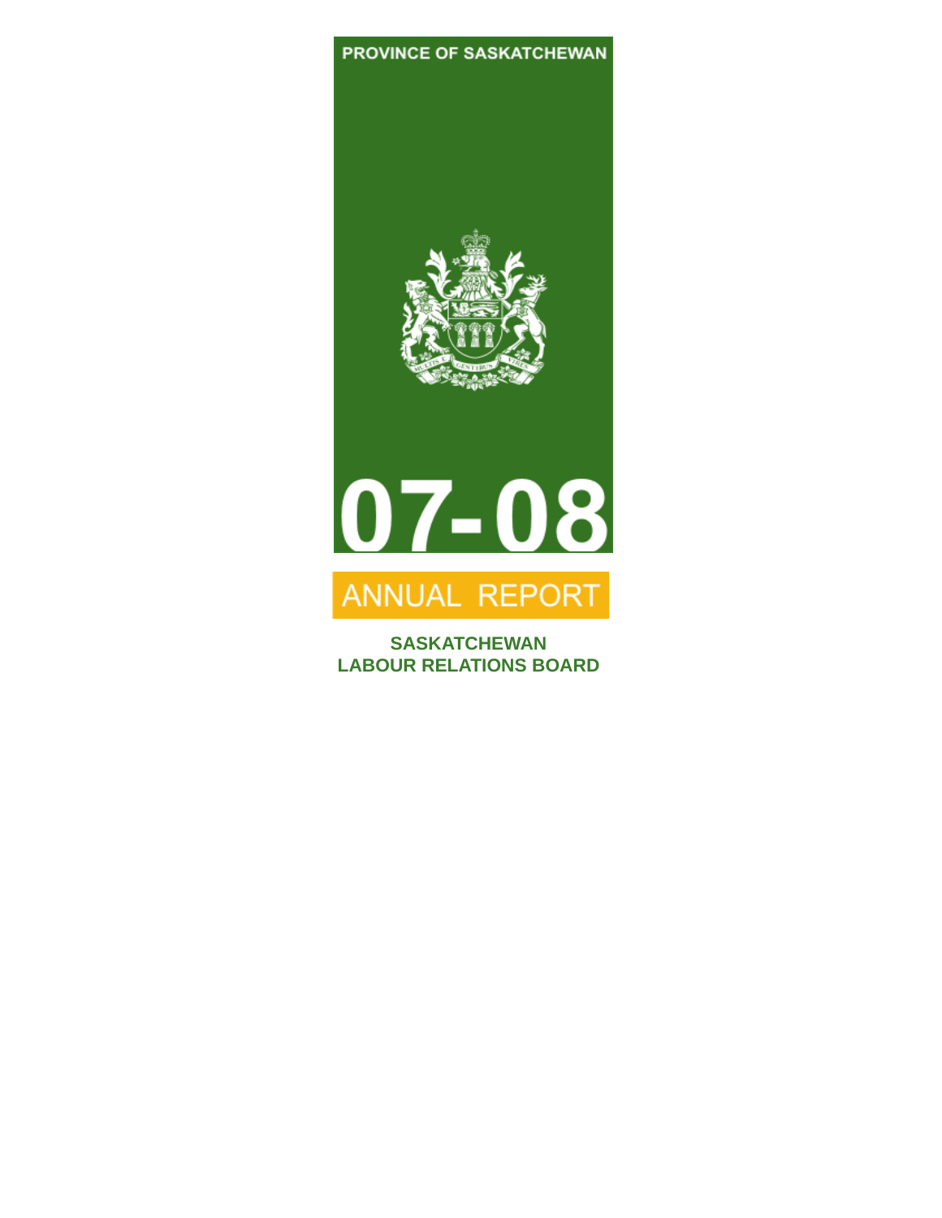PROVINCE OF SASKATCHEWAN

# 07-08

# ANNUAL REPORT

**SASKATCHEWAN**
**LABOUR RELATIONS BOARD**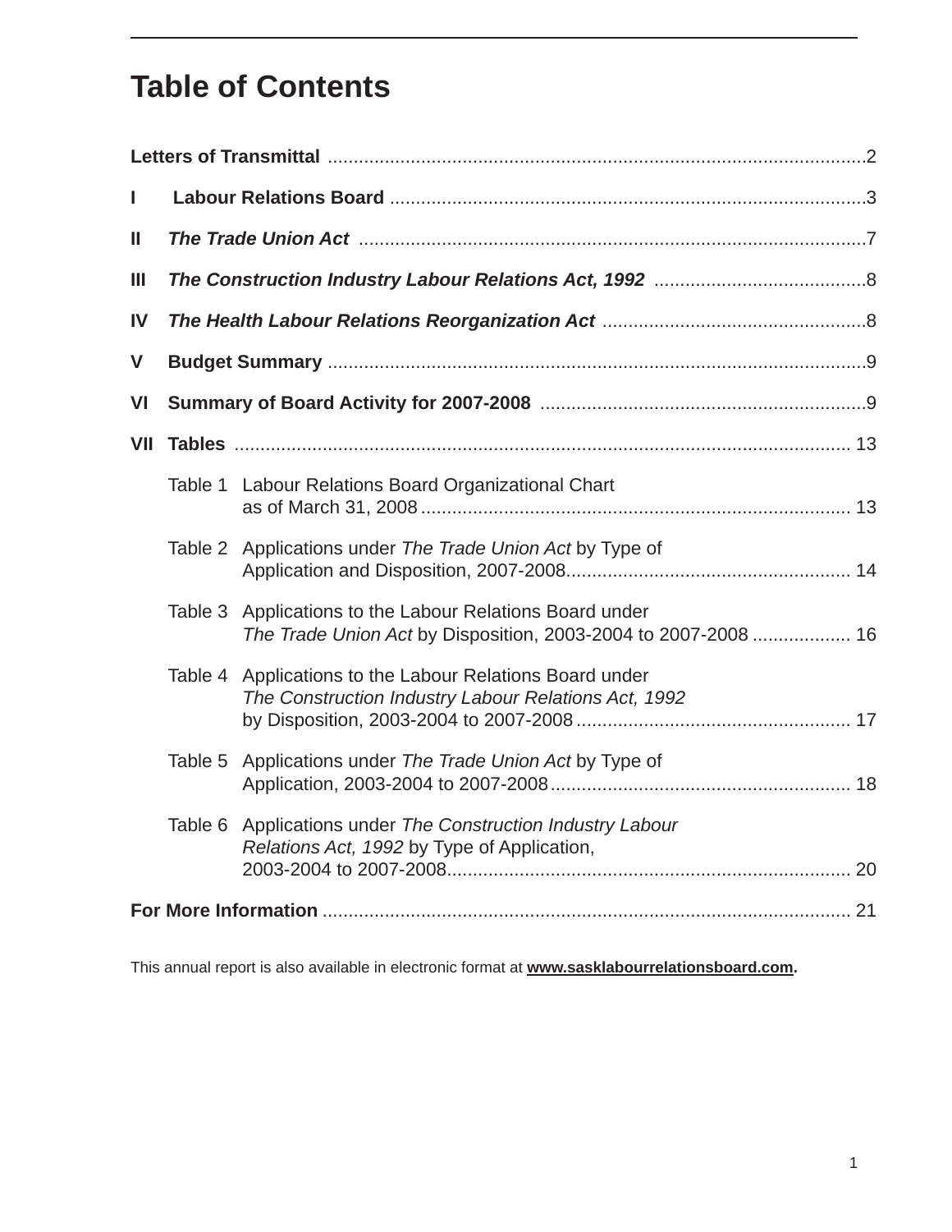# Table of Contents

**Letters of Transmittal** .......................................................................................................2

**I Labour Relations Board** ...........................................................................................3

**II *The Trade Union Act*** .................................................................................................7

**III *The Construction Industry Labour Relations Act, 1992*** .........................................8

**IV *The Health Labour Relations Reorganization Act*** ...................................................8

**V Budget Summary** .......................................................................................................9

**VI Summary of Board Activity for 2007-2008** ..............................................................9

**VII Tables** ....................................................................................................................... 13

Table 1 Labour Relations Board Organizational Chart as of March 31, 2008 .................................................................................. 13

Table 2 Applications under *The Trade Union Act* by Type of Application and Disposition, 2007-2008....................................................... 14

Table 3 Applications to the Labour Relations Board under *The Trade Union Act* by Disposition, 2003-2004 to 2007-2008 ................... 16

Table 4 Applications to the Labour Relations Board under *The Construction Industry Labour Relations Act, 1992* by Disposition, 2003-2004 to 2007-2008 ..................................................... 17

Table 5 Applications under *The Trade Union Act* by Type of Application, 2003-2004 to 2007-2008.......................................................... 18

Table 6 Applications under *The Construction Industry Labour Relations Act, 1992* by Type of Application, 2003-2004 to 2007-2008.............................................................................. 20

**For More Information** ...................................................................................................... 21

This annual report is also available in electronic format at **www.sasklabourrelationsboard.com**.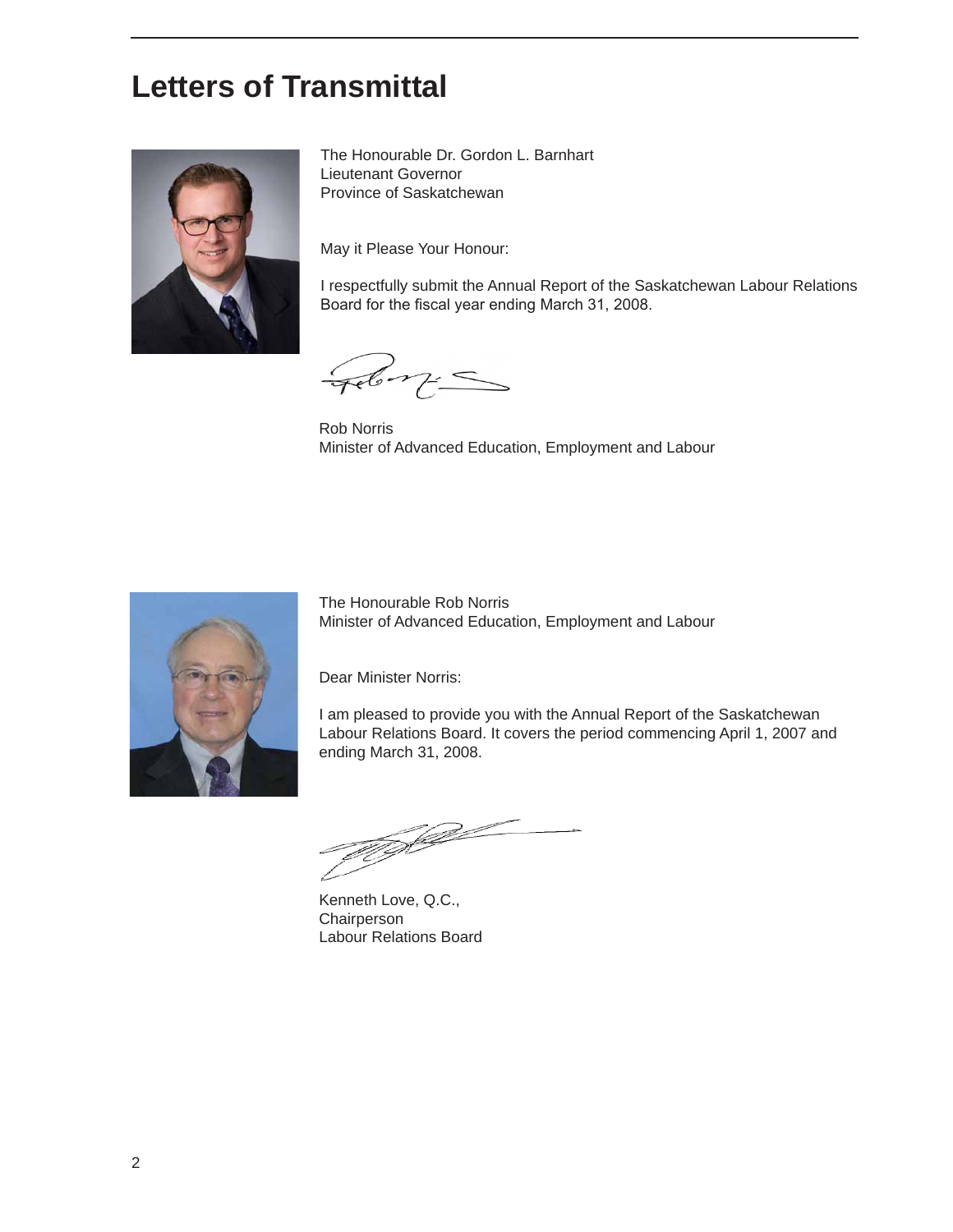# Letters of Transmittal

The Honourable Dr. Gordon L. Barnhart
Lieutenant Governor
Province of Saskatchewan

May it Please Your Honour:

I respectfully submit the Annual Report of the Saskatchewan Labour Relations Board for the fiscal year ending March 31, 2008.

Rob Norris
Minister of Advanced Education, Employment and Labour

The Honourable Rob Norris
Minister of Advanced Education, Employment and Labour

Dear Minister Norris:

I am pleased to provide you with the Annual Report of the Saskatchewan Labour Relations Board. It covers the period commencing April 1, 2007 and ending March 31, 2008.

Kenneth Love, Q.C.,
Chairperson
Labour Relations Board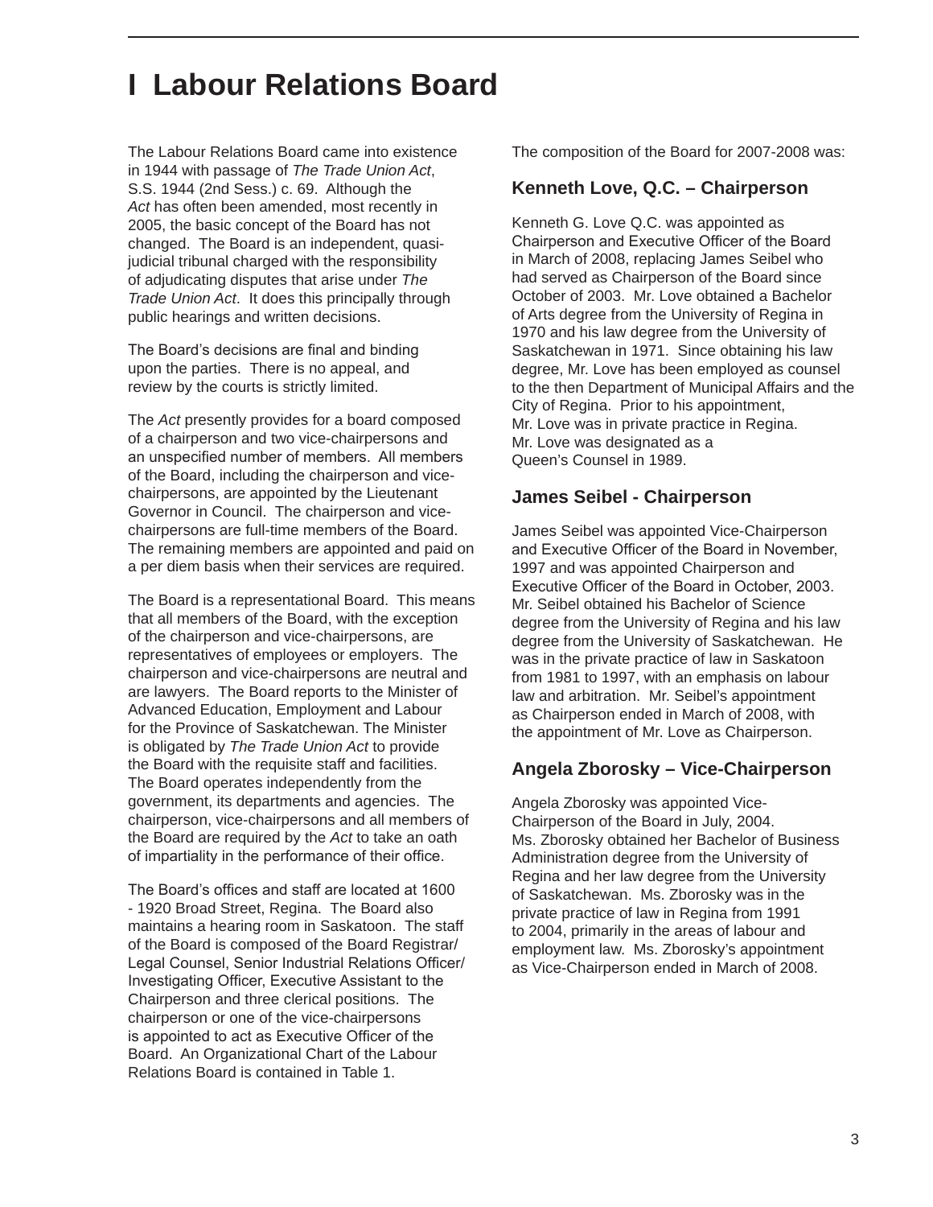# I Labour Relations Board

The Labour Relations Board came into existence in 1944 with passage of *The Trade Union Act*, S.S. 1944 (2nd Sess.) c. 69. Although the *Act* has often been amended, most recently in 2005, the basic concept of the Board has not changed. The Board is an independent, quasi-judicial tribunal charged with the responsibility of adjudicating disputes that arise under *The Trade Union Act*. It does this principally through public hearings and written decisions.

The Board's decisions are final and binding upon the parties. There is no appeal, and review by the courts is strictly limited.

The *Act* presently provides for a board composed of a chairperson and two vice-chairpersons and an unspecified number of members. All members of the Board, including the chairperson and vice-chairpersons, are appointed by the Lieutenant Governor in Council. The chairperson and vice-chairpersons are full-time members of the Board. The remaining members are appointed and paid on a per diem basis when their services are required.

The Board is a representational Board. This means that all members of the Board, with the exception of the chairperson and vice-chairpersons, are representatives of employees or employers. The chairperson and vice-chairpersons are neutral and are lawyers. The Board reports to the Minister of Advanced Education, Employment and Labour for the Province of Saskatchewan. The Minister is obligated by *The Trade Union Act* to provide the Board with the requisite staff and facilities. The Board operates independently from the government, its departments and agencies. The chairperson, vice-chairpersons and all members of the Board are required by the *Act* to take an oath of impartiality in the performance of their office.

The Board's offices and staff are located at 1600 - 1920 Broad Street, Regina. The Board also maintains a hearing room in Saskatoon. The staff of the Board is composed of the Board Registrar/Legal Counsel, Senior Industrial Relations Officer/Investigating Officer, Executive Assistant to the Chairperson and three clerical positions. The chairperson or one of the vice-chairpersons is appointed to act as Executive Officer of the Board. An Organizational Chart of the Labour Relations Board is contained in Table 1.

The composition of the Board for 2007-2008 was:

### Kenneth Love, Q.C. – Chairperson

Kenneth G. Love Q.C. was appointed as Chairperson and Executive Officer of the Board in March of 2008, replacing James Seibel who had served as Chairperson of the Board since October of 2003. Mr. Love obtained a Bachelor of Arts degree from the University of Regina in 1970 and his law degree from the University of Saskatchewan in 1971. Since obtaining his law degree, Mr. Love has been employed as counsel to the then Department of Municipal Affairs and the City of Regina. Prior to his appointment, Mr. Love was in private practice in Regina. Mr. Love was designated as a Queen's Counsel in 1989.

### James Seibel - Chairperson

James Seibel was appointed Vice-Chairperson and Executive Officer of the Board in November, 1997 and was appointed Chairperson and Executive Officer of the Board in October, 2003. Mr. Seibel obtained his Bachelor of Science degree from the University of Regina and his law degree from the University of Saskatchewan. He was in the private practice of law in Saskatoon from 1981 to 1997, with an emphasis on labour law and arbitration. Mr. Seibel's appointment as Chairperson ended in March of 2008, with the appointment of Mr. Love as Chairperson.

### Angela Zborosky – Vice-Chairperson

Angela Zborosky was appointed Vice-Chairperson of the Board in July, 2004. Ms. Zborosky obtained her Bachelor of Business Administration degree from the University of Regina and her law degree from the University of Saskatchewan. Ms. Zborosky was in the private practice of law in Regina from 1991 to 2004, primarily in the areas of labour and employment law. Ms. Zborosky's appointment as Vice-Chairperson ended in March of 2008.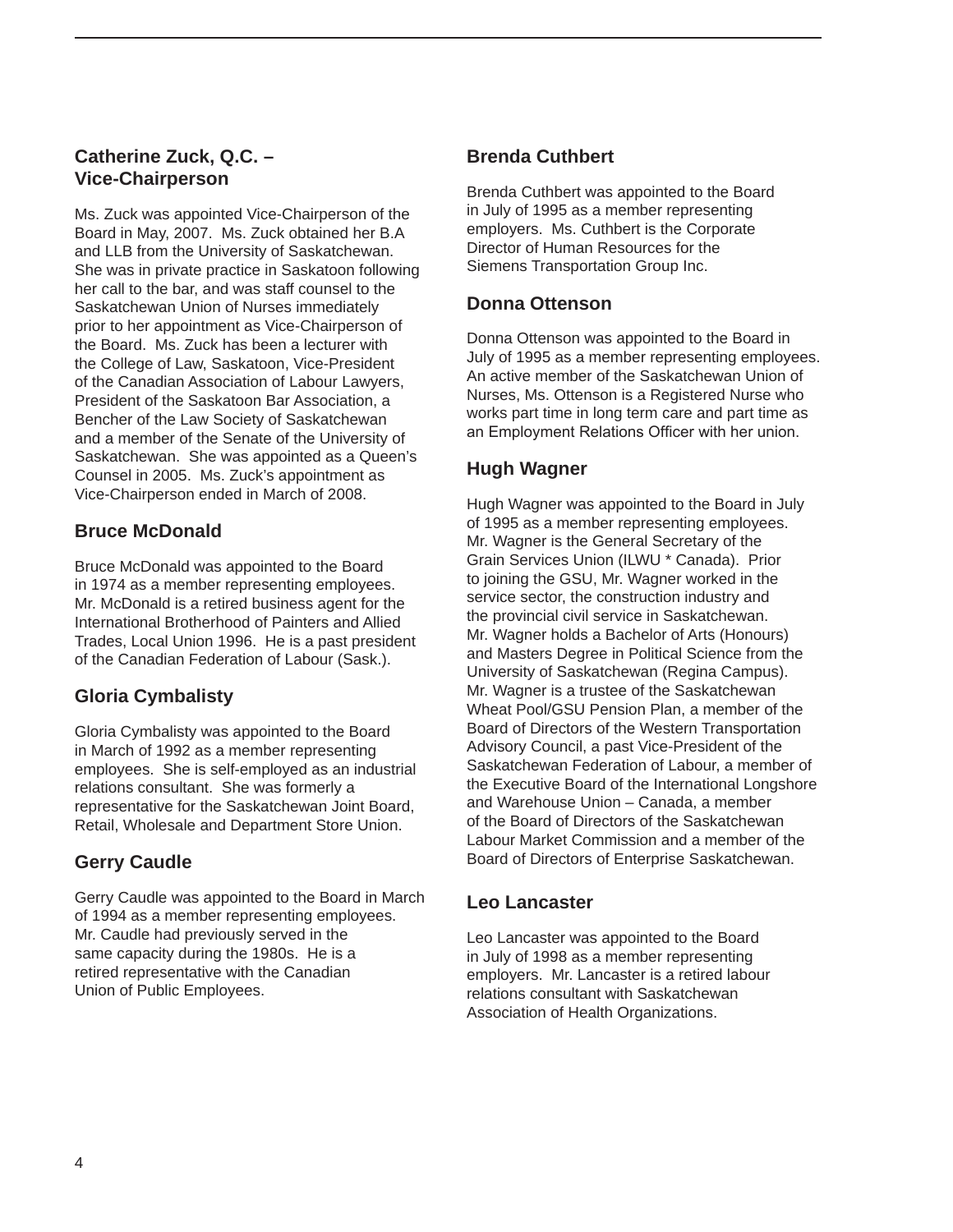## Catherine Zuck, Q.C. – Vice-Chairperson

Ms. Zuck was appointed Vice-Chairperson of the Board in May, 2007. Ms. Zuck obtained her B.A and LLB from the University of Saskatchewan. She was in private practice in Saskatoon following her call to the bar, and was staff counsel to the Saskatchewan Union of Nurses immediately prior to her appointment as Vice-Chairperson of the Board. Ms. Zuck has been a lecturer with the College of Law, Saskatoon, Vice-President of the Canadian Association of Labour Lawyers, President of the Saskatoon Bar Association, a Bencher of the Law Society of Saskatchewan and a member of the Senate of the University of Saskatchewan. She was appointed as a Queen's Counsel in 2005. Ms. Zuck's appointment as Vice-Chairperson ended in March of 2008.

## Bruce McDonald

Bruce McDonald was appointed to the Board in 1974 as a member representing employees. Mr. McDonald is a retired business agent for the International Brotherhood of Painters and Allied Trades, Local Union 1996. He is a past president of the Canadian Federation of Labour (Sask.).

## Gloria Cymbalisty

Gloria Cymbalisty was appointed to the Board in March of 1992 as a member representing employees. She is self-employed as an industrial relations consultant. She was formerly a representative for the Saskatchewan Joint Board, Retail, Wholesale and Department Store Union.

## Gerry Caudle

Gerry Caudle was appointed to the Board in March of 1994 as a member representing employees. Mr. Caudle had previously served in the same capacity during the 1980s. He is a retired representative with the Canadian Union of Public Employees.

## Brenda Cuthbert

Brenda Cuthbert was appointed to the Board in July of 1995 as a member representing employers. Ms. Cuthbert is the Corporate Director of Human Resources for the Siemens Transportation Group Inc.

## Donna Ottenson

Donna Ottenson was appointed to the Board in July of 1995 as a member representing employees. An active member of the Saskatchewan Union of Nurses, Ms. Ottenson is a Registered Nurse who works part time in long term care and part time as an Employment Relations Officer with her union.

## Hugh Wagner

Hugh Wagner was appointed to the Board in July of 1995 as a member representing employees. Mr. Wagner is the General Secretary of the Grain Services Union (ILWU * Canada). Prior to joining the GSU, Mr. Wagner worked in the service sector, the construction industry and the provincial civil service in Saskatchewan. Mr. Wagner holds a Bachelor of Arts (Honours) and Masters Degree in Political Science from the University of Saskatchewan (Regina Campus). Mr. Wagner is a trustee of the Saskatchewan Wheat Pool/GSU Pension Plan, a member of the Board of Directors of the Western Transportation Advisory Council, a past Vice-President of the Saskatchewan Federation of Labour, a member of the Executive Board of the International Longshore and Warehouse Union – Canada, a member of the Board of Directors of the Saskatchewan Labour Market Commission and a member of the Board of Directors of Enterprise Saskatchewan.

## Leo Lancaster

Leo Lancaster was appointed to the Board in July of 1998 as a member representing employers. Mr. Lancaster is a retired labour relations consultant with Saskatchewan Association of Health Organizations.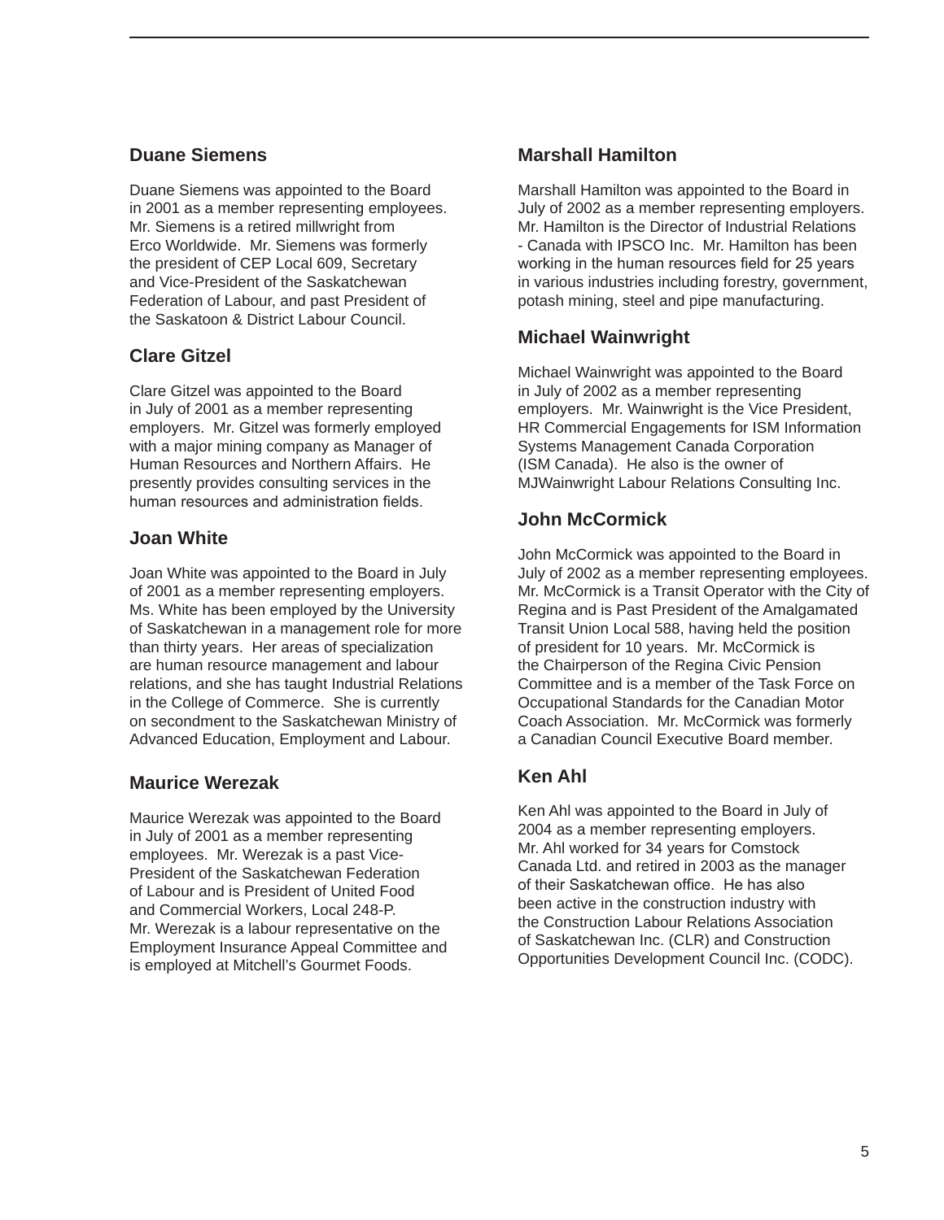### Duane Siemens

Duane Siemens was appointed to the Board in 2001 as a member representing employees. Mr. Siemens is a retired millwright from Erco Worldwide. Mr. Siemens was formerly the president of CEP Local 609, Secretary and Vice-President of the Saskatchewan Federation of Labour, and past President of the Saskatoon & District Labour Council.

### Clare Gitzel

Clare Gitzel was appointed to the Board in July of 2001 as a member representing employers. Mr. Gitzel was formerly employed with a major mining company as Manager of Human Resources and Northern Affairs. He presently provides consulting services in the human resources and administration fields.

### Joan White

Joan White was appointed to the Board in July of 2001 as a member representing employers. Ms. White has been employed by the University of Saskatchewan in a management role for more than thirty years. Her areas of specialization are human resource management and labour relations, and she has taught Industrial Relations in the College of Commerce. She is currently on secondment to the Saskatchewan Ministry of Advanced Education, Employment and Labour.

### Maurice Werezak

Maurice Werezak was appointed to the Board in July of 2001 as a member representing employees. Mr. Werezak is a past Vice-President of the Saskatchewan Federation of Labour and is President of United Food and Commercial Workers, Local 248-P. Mr. Werezak is a labour representative on the Employment Insurance Appeal Committee and is employed at Mitchell's Gourmet Foods.

### Marshall Hamilton

Marshall Hamilton was appointed to the Board in July of 2002 as a member representing employers. Mr. Hamilton is the Director of Industrial Relations - Canada with IPSCO Inc. Mr. Hamilton has been working in the human resources field for 25 years in various industries including forestry, government, potash mining, steel and pipe manufacturing.

### Michael Wainwright

Michael Wainwright was appointed to the Board in July of 2002 as a member representing employers. Mr. Wainwright is the Vice President, HR Commercial Engagements for ISM Information Systems Management Canada Corporation (ISM Canada). He also is the owner of MJWainwright Labour Relations Consulting Inc.

### John McCormick

John McCormick was appointed to the Board in July of 2002 as a member representing employees. Mr. McCormick is a Transit Operator with the City of Regina and is Past President of the Amalgamated Transit Union Local 588, having held the position of president for 10 years. Mr. McCormick is the Chairperson of the Regina Civic Pension Committee and is a member of the Task Force on Occupational Standards for the Canadian Motor Coach Association. Mr. McCormick was formerly a Canadian Council Executive Board member.

### Ken Ahl

Ken Ahl was appointed to the Board in July of 2004 as a member representing employers. Mr. Ahl worked for 34 years for Comstock Canada Ltd. and retired in 2003 as the manager of their Saskatchewan office. He has also been active in the construction industry with the Construction Labour Relations Association of Saskatchewan Inc. (CLR) and Construction Opportunities Development Council Inc. (CODC).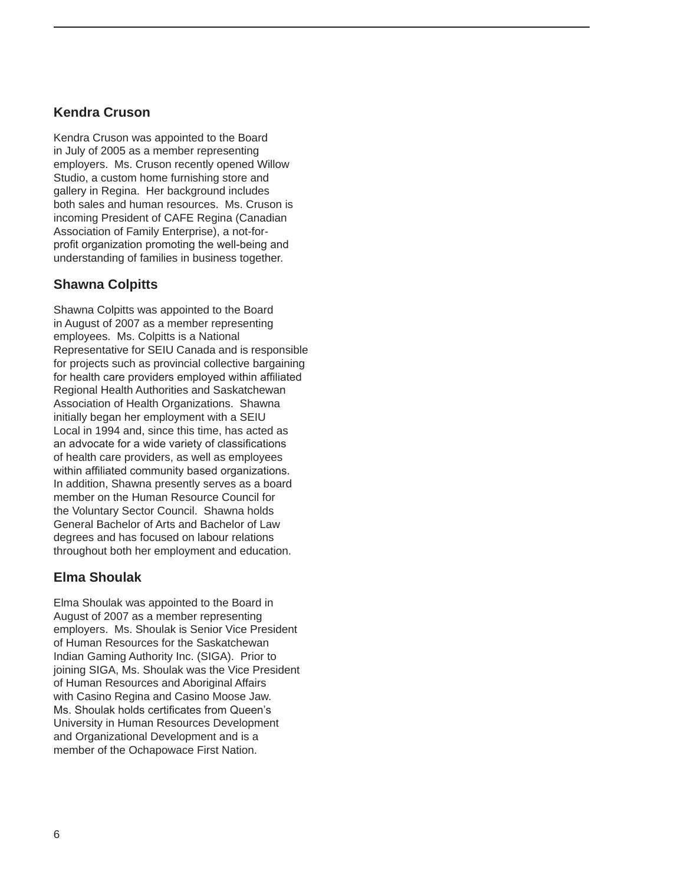## Kendra Cruson

Kendra Cruson was appointed to the Board in July of 2005 as a member representing employers. Ms. Cruson recently opened Willow Studio, a custom home furnishing store and gallery in Regina. Her background includes both sales and human resources. Ms. Cruson is incoming President of CAFE Regina (Canadian Association of Family Enterprise), a not-for-profit organization promoting the well-being and understanding of families in business together.

## Shawna Colpitts

Shawna Colpitts was appointed to the Board in August of 2007 as a member representing employees. Ms. Colpitts is a National Representative for SEIU Canada and is responsible for projects such as provincial collective bargaining for health care providers employed within affiliated Regional Health Authorities and Saskatchewan Association of Health Organizations. Shawna initially began her employment with a SEIU Local in 1994 and, since this time, has acted as an advocate for a wide variety of classifications of health care providers, as well as employees within affiliated community based organizations. In addition, Shawna presently serves as a board member on the Human Resource Council for the Voluntary Sector Council. Shawna holds General Bachelor of Arts and Bachelor of Law degrees and has focused on labour relations throughout both her employment and education.

## Elma Shoulak

Elma Shoulak was appointed to the Board in August of 2007 as a member representing employers. Ms. Shoulak is Senior Vice President of Human Resources for the Saskatchewan Indian Gaming Authority Inc. (SIGA). Prior to joining SIGA, Ms. Shoulak was the Vice President of Human Resources and Aboriginal Affairs with Casino Regina and Casino Moose Jaw. Ms. Shoulak holds certificates from Queen's University in Human Resources Development and Organizational Development and is a member of the Ochapowace First Nation.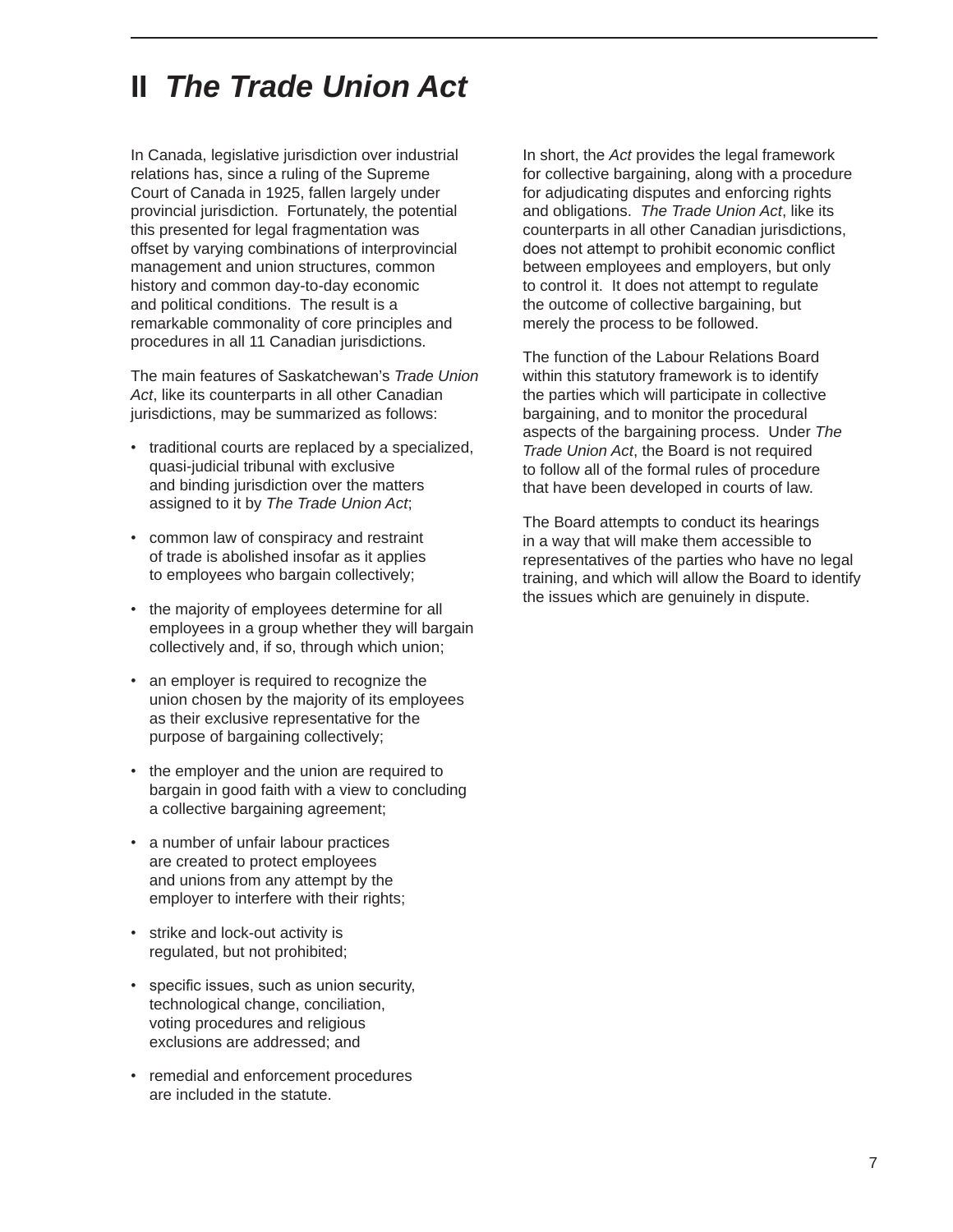# II *The Trade Union Act*

In Canada, legislative jurisdiction over industrial relations has, since a ruling of the Supreme Court of Canada in 1925, fallen largely under provincial jurisdiction. Fortunately, the potential this presented for legal fragmentation was offset by varying combinations of interprovincial management and union structures, common history and common day-to-day economic and political conditions. The result is a remarkable commonality of core principles and procedures in all 11 Canadian jurisdictions.

The main features of Saskatchewan's *Trade Union Act*, like its counterparts in all other Canadian jurisdictions, may be summarized as follows:

- traditional courts are replaced by a specialized, quasi-judicial tribunal with exclusive and binding jurisdiction over the matters assigned to it by *The Trade Union Act*;
- common law of conspiracy and restraint of trade is abolished insofar as it applies to employees who bargain collectively;
- the majority of employees determine for all employees in a group whether they will bargain collectively and, if so, through which union;
- an employer is required to recognize the union chosen by the majority of its employees as their exclusive representative for the purpose of bargaining collectively;
- the employer and the union are required to bargain in good faith with a view to concluding a collective bargaining agreement;
- a number of unfair labour practices are created to protect employees and unions from any attempt by the employer to interfere with their rights;
- strike and lock-out activity is regulated, but not prohibited;
- specific issues, such as union security, technological change, conciliation, voting procedures and religious exclusions are addressed; and
- remedial and enforcement procedures are included in the statute.

In short, the *Act* provides the legal framework for collective bargaining, along with a procedure for adjudicating disputes and enforcing rights and obligations. *The Trade Union Act*, like its counterparts in all other Canadian jurisdictions, does not attempt to prohibit economic conflict between employees and employers, but only to control it. It does not attempt to regulate the outcome of collective bargaining, but merely the process to be followed.

The function of the Labour Relations Board within this statutory framework is to identify the parties which will participate in collective bargaining, and to monitor the procedural aspects of the bargaining process. Under *The Trade Union Act*, the Board is not required to follow all of the formal rules of procedure that have been developed in courts of law.

The Board attempts to conduct its hearings in a way that will make them accessible to representatives of the parties who have no legal training, and which will allow the Board to identify the issues which are genuinely in dispute.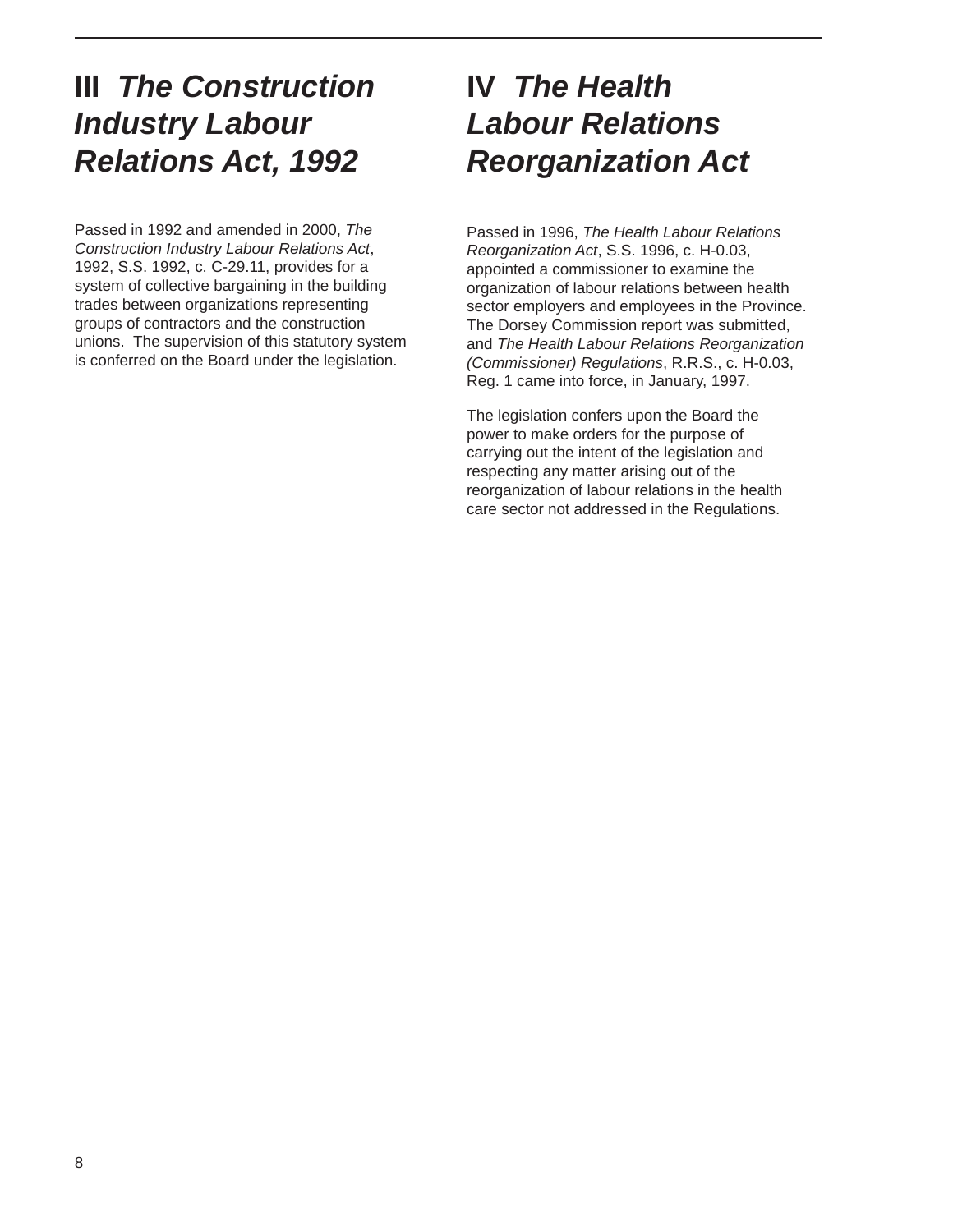## III *The Construction Industry Labour Relations Act, 1992*

Passed in 1992 and amended in 2000, *The Construction Industry Labour Relations Act*, 1992, S.S. 1992, c. C-29.11, provides for a system of collective bargaining in the building trades between organizations representing groups of contractors and the construction unions. The supervision of this statutory system is conferred on the Board under the legislation.

## IV *The Health Labour Relations Reorganization Act*

Passed in 1996, *The Health Labour Relations Reorganization Act*, S.S. 1996, c. H-0.03, appointed a commissioner to examine the organization of labour relations between health sector employers and employees in the Province. The Dorsey Commission report was submitted, and *The Health Labour Relations Reorganization (Commissioner) Regulations*, R.R.S., c. H-0.03, Reg. 1 came into force, in January, 1997.

The legislation confers upon the Board the power to make orders for the purpose of carrying out the intent of the legislation and respecting any matter arising out of the reorganization of labour relations in the health care sector not addressed in the Regulations.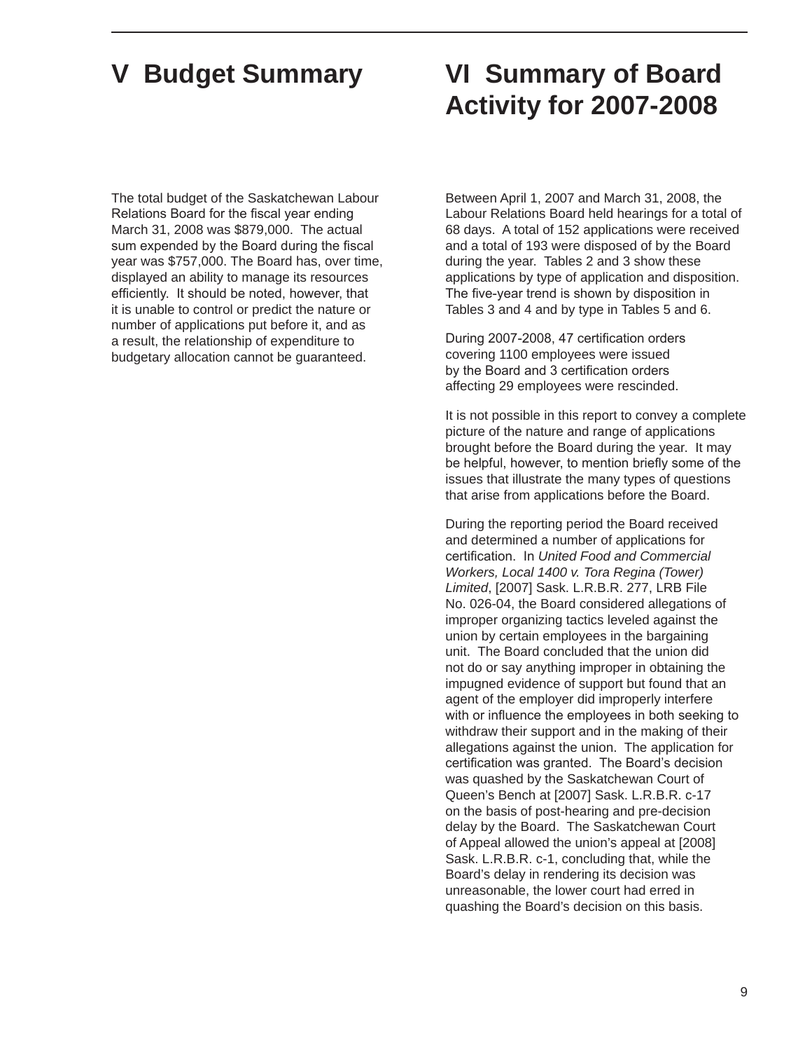# V Budget Summary

The total budget of the Saskatchewan Labour Relations Board for the fiscal year ending March 31, 2008 was $879,000. The actual sum expended by the Board during the fiscal year was $757,000. The Board has, over time, displayed an ability to manage its resources efficiently. It should be noted, however, that it is unable to control or predict the nature or number of applications put before it, and as a result, the relationship of expenditure to budgetary allocation cannot be guaranteed.

# VI Summary of Board Activity for 2007-2008

Between April 1, 2007 and March 31, 2008, the Labour Relations Board held hearings for a total of 68 days. A total of 152 applications were received and a total of 193 were disposed of by the Board during the year. Tables 2 and 3 show these applications by type of application and disposition. The five-year trend is shown by disposition in Tables 3 and 4 and by type in Tables 5 and 6.

During 2007-2008, 47 certification orders covering 1100 employees were issued by the Board and 3 certification orders affecting 29 employees were rescinded.

It is not possible in this report to convey a complete picture of the nature and range of applications brought before the Board during the year. It may be helpful, however, to mention briefly some of the issues that illustrate the many types of questions that arise from applications before the Board.

During the reporting period the Board received and determined a number of applications for certification. In *United Food and Commercial Workers, Local 1400 v. Tora Regina (Tower) Limited*, [2007] Sask. L.R.B.R. 277, LRB File No. 026-04, the Board considered allegations of improper organizing tactics leveled against the union by certain employees in the bargaining unit. The Board concluded that the union did not do or say anything improper in obtaining the impugned evidence of support but found that an agent of the employer did improperly interfere with or influence the employees in both seeking to withdraw their support and in the making of their allegations against the union. The application for certification was granted. The Board's decision was quashed by the Saskatchewan Court of Queen's Bench at [2007] Sask. L.R.B.R. c-17 on the basis of post-hearing and pre-decision delay by the Board. The Saskatchewan Court of Appeal allowed the union's appeal at [2008] Sask. L.R.B.R. c-1, concluding that, while the Board's delay in rendering its decision was unreasonable, the lower court had erred in quashing the Board's decision on this basis.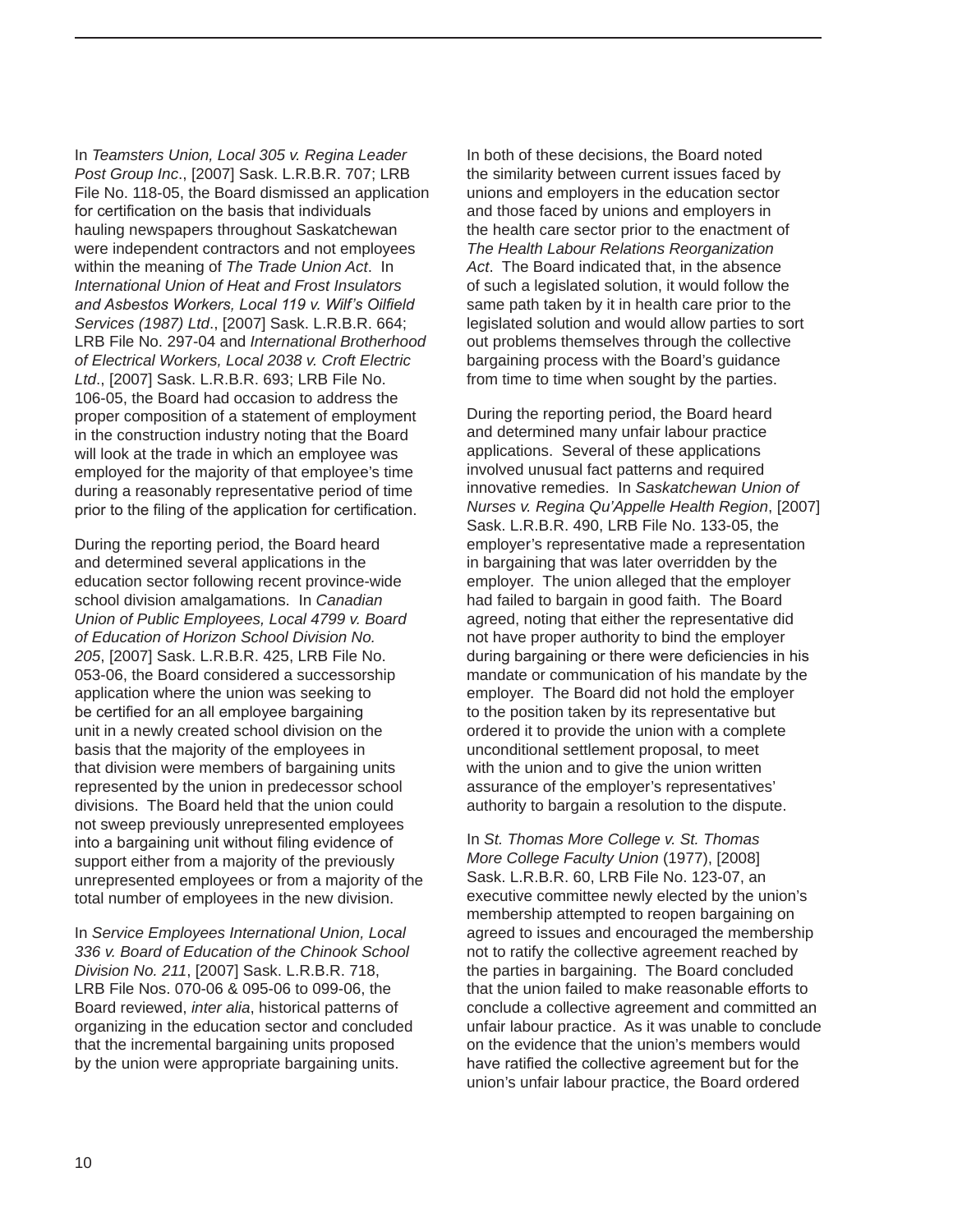In *Teamsters Union, Local 305 v. Regina Leader Post Group Inc*., [2007] Sask. L.R.B.R. 707; LRB File No. 118-05, the Board dismissed an application for certification on the basis that individuals hauling newspapers throughout Saskatchewan were independent contractors and not employees within the meaning of *The Trade Union Act*. In *International Union of Heat and Frost Insulators and Asbestos Workers, Local 119 v. Wilf's Oilfield Services (1987) Ltd*., [2007] Sask. L.R.B.R. 664; LRB File No. 297-04 and *International Brotherhood of Electrical Workers, Local 2038 v. Croft Electric Ltd*., [2007] Sask. L.R.B.R. 693; LRB File No. 106-05, the Board had occasion to address the proper composition of a statement of employment in the construction industry noting that the Board will look at the trade in which an employee was employed for the majority of that employee's time during a reasonably representative period of time prior to the filing of the application for certification.

During the reporting period, the Board heard and determined several applications in the education sector following recent province-wide school division amalgamations. In *Canadian Union of Public Employees, Local 4799 v. Board of Education of Horizon School Division No. 205*, [2007] Sask. L.R.B.R. 425, LRB File No. 053-06, the Board considered a successorship application where the union was seeking to be certified for an all employee bargaining unit in a newly created school division on the basis that the majority of the employees in that division were members of bargaining units represented by the union in predecessor school divisions. The Board held that the union could not sweep previously unrepresented employees into a bargaining unit without filing evidence of support either from a majority of the previously unrepresented employees or from a majority of the total number of employees in the new division.

In *Service Employees International Union, Local 336 v. Board of Education of the Chinook School Division No. 211*, [2007] Sask. L.R.B.R. 718, LRB File Nos. 070-06 & 095-06 to 099-06, the Board reviewed, *inter alia*, historical patterns of organizing in the education sector and concluded that the incremental bargaining units proposed by the union were appropriate bargaining units.

In both of these decisions, the Board noted the similarity between current issues faced by unions and employers in the education sector and those faced by unions and employers in the health care sector prior to the enactment of *The Health Labour Relations Reorganization Act*. The Board indicated that, in the absence of such a legislated solution, it would follow the same path taken by it in health care prior to the legislated solution and would allow parties to sort out problems themselves through the collective bargaining process with the Board's guidance from time to time when sought by the parties.

During the reporting period, the Board heard and determined many unfair labour practice applications. Several of these applications involved unusual fact patterns and required innovative remedies. In *Saskatchewan Union of Nurses v. Regina Qu'Appelle Health Region*, [2007] Sask. L.R.B.R. 490, LRB File No. 133-05, the employer's representative made a representation in bargaining that was later overridden by the employer. The union alleged that the employer had failed to bargain in good faith. The Board agreed, noting that either the representative did not have proper authority to bind the employer during bargaining or there were deficiencies in his mandate or communication of his mandate by the employer. The Board did not hold the employer to the position taken by its representative but ordered it to provide the union with a complete unconditional settlement proposal, to meet with the union and to give the union written assurance of the employer's representatives' authority to bargain a resolution to the dispute.

In *St. Thomas More College v. St. Thomas More College Faculty Union* (1977), [2008] Sask. L.R.B.R. 60, LRB File No. 123-07, an executive committee newly elected by the union's membership attempted to reopen bargaining on agreed to issues and encouraged the membership not to ratify the collective agreement reached by the parties in bargaining. The Board concluded that the union failed to make reasonable efforts to conclude a collective agreement and committed an unfair labour practice. As it was unable to conclude on the evidence that the union's members would have ratified the collective agreement but for the union's unfair labour practice, the Board ordered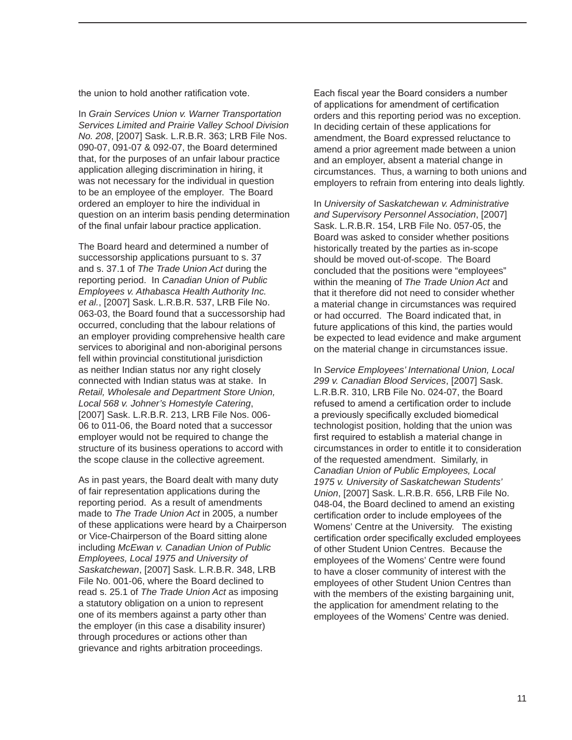the union to hold another ratification vote.

In *Grain Services Union v. Warner Transportation Services Limited and Prairie Valley School Division No. 208*, [2007] Sask. L.R.B.R. 363; LRB File Nos. 090-07, 091-07 & 092-07, the Board determined that, for the purposes of an unfair labour practice application alleging discrimination in hiring, it was not necessary for the individual in question to be an employee of the employer. The Board ordered an employer to hire the individual in question on an interim basis pending determination of the final unfair labour practice application.

The Board heard and determined a number of successorship applications pursuant to s. 37 and s. 37.1 of *The Trade Union Act* during the reporting period. In *Canadian Union of Public Employees v. Athabasca Health Authority Inc. et al.*, [2007] Sask. L.R.B.R. 537, LRB File No. 063-03, the Board found that a successorship had occurred, concluding that the labour relations of an employer providing comprehensive health care services to aboriginal and non-aboriginal persons fell within provincial constitutional jurisdiction as neither Indian status nor any right closely connected with Indian status was at stake. In *Retail, Wholesale and Department Store Union, Local 568 v. Johner's Homestyle Catering*, [2007] Sask. L.R.B.R. 213, LRB File Nos. 006-06 to 011-06, the Board noted that a successor employer would not be required to change the structure of its business operations to accord with the scope clause in the collective agreement.

As in past years, the Board dealt with many duty of fair representation applications during the reporting period. As a result of amendments made to *The Trade Union Act* in 2005, a number of these applications were heard by a Chairperson or Vice-Chairperson of the Board sitting alone including *McEwan v. Canadian Union of Public Employees, Local 1975 and University of Saskatchewan*, [2007] Sask. L.R.B.R. 348, LRB File No. 001-06, where the Board declined to read s. 25.1 of *The Trade Union Act* as imposing a statutory obligation on a union to represent one of its members against a party other than the employer (in this case a disability insurer) through procedures or actions other than grievance and rights arbitration proceedings.

Each fiscal year the Board considers a number of applications for amendment of certification orders and this reporting period was no exception. In deciding certain of these applications for amendment, the Board expressed reluctance to amend a prior agreement made between a union and an employer, absent a material change in circumstances. Thus, a warning to both unions and employers to refrain from entering into deals lightly.

In *University of Saskatchewan v. Administrative and Supervisory Personnel Association*, [2007] Sask. L.R.B.R. 154, LRB File No. 057-05, the Board was asked to consider whether positions historically treated by the parties as in-scope should be moved out-of-scope. The Board concluded that the positions were "employees" within the meaning of *The Trade Union Act* and that it therefore did not need to consider whether a material change in circumstances was required or had occurred. The Board indicated that, in future applications of this kind, the parties would be expected to lead evidence and make argument on the material change in circumstances issue.

In *Service Employees' International Union, Local 299 v. Canadian Blood Services*, [2007] Sask. L.R.B.R. 310, LRB File No. 024-07, the Board refused to amend a certification order to include a previously specifically excluded biomedical technologist position, holding that the union was first required to establish a material change in circumstances in order to entitle it to consideration of the requested amendment. Similarly, in *Canadian Union of Public Employees, Local 1975 v. University of Saskatchewan Students' Union*, [2007] Sask. L.R.B.R. 656, LRB File No. 048-04, the Board declined to amend an existing certification order to include employees of the Womens' Centre at the University. The existing certification order specifically excluded employees of other Student Union Centres. Because the employees of the Womens' Centre were found to have a closer community of interest with the employees of other Student Union Centres than with the members of the existing bargaining unit, the application for amendment relating to the employees of the Womens' Centre was denied.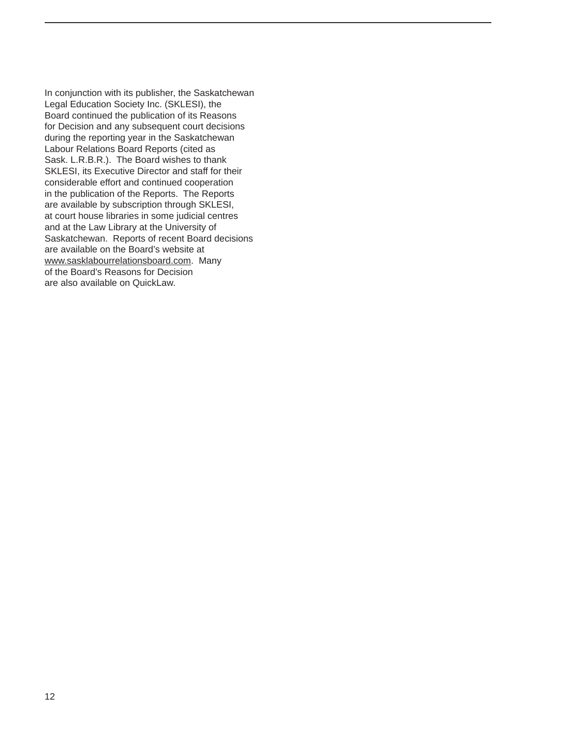In conjunction with its publisher, the Saskatchewan Legal Education Society Inc. (SKLESI), the Board continued the publication of its Reasons for Decision and any subsequent court decisions during the reporting year in the Saskatchewan Labour Relations Board Reports (cited as Sask. L.R.B.R.). The Board wishes to thank SKLESI, its Executive Director and staff for their considerable effort and continued cooperation in the publication of the Reports. The Reports are available by subscription through SKLESI, at court house libraries in some judicial centres and at the Law Library at the University of Saskatchewan. Reports of recent Board decisions are available on the Board's website at www.sasklabourrelationsboard.com. Many of the Board's Reasons for Decision are also available on QuickLaw.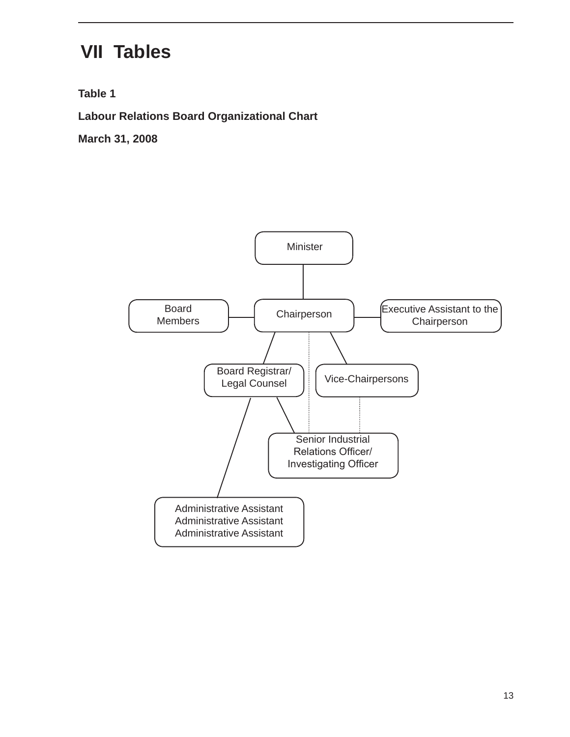# VII Tables

**Table 1**

**Labour Relations Board Organizational Chart**

**March 31, 2008**

Minister

Board Members

Chairperson

Executive Assistant to the Chairperson

Board Registrar/ Legal Counsel

Vice-Chairpersons

Senior Industrial Relations Officer/ Investigating Officer

Administrative Assistant
Administrative Assistant
Administrative Assistant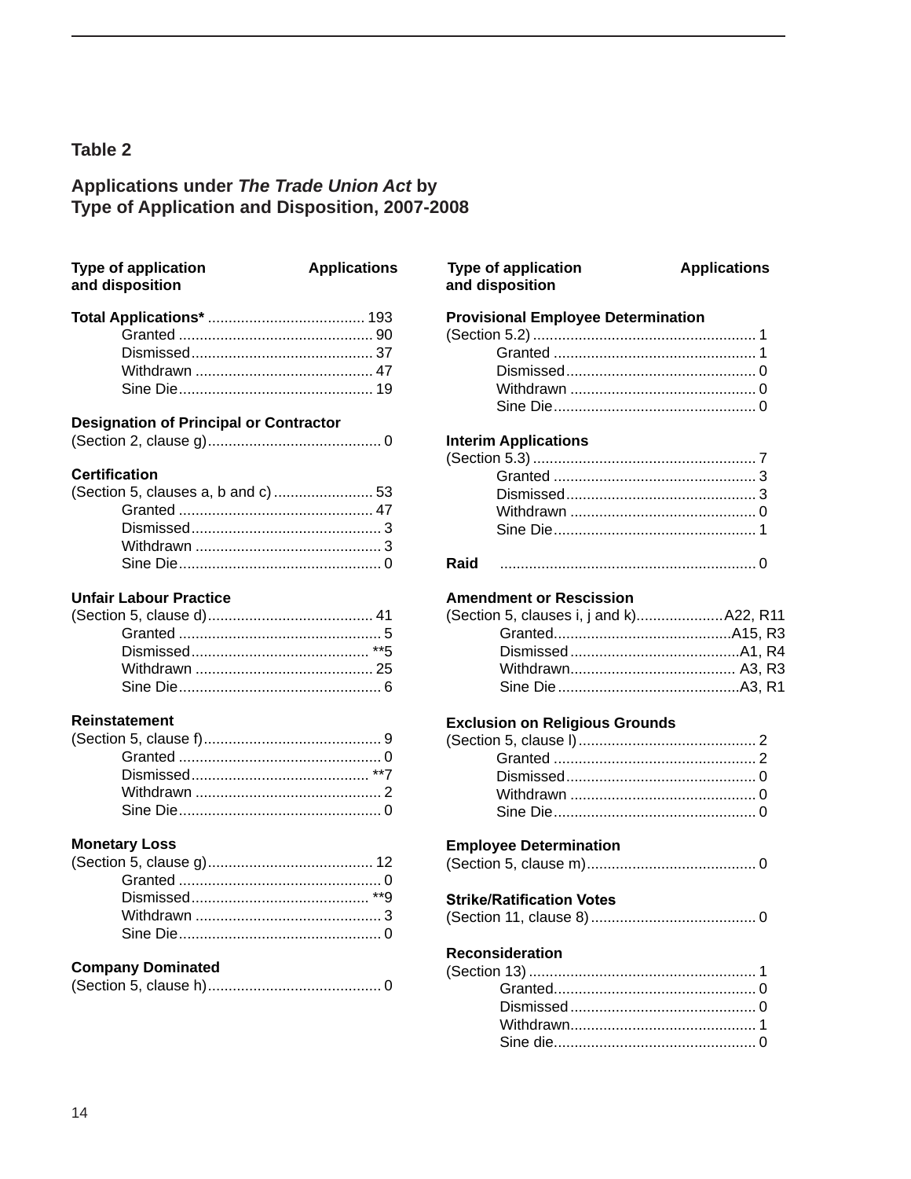## Table 2

### Applications under *The Trade Union Act* by Type of Application and Disposition, 2007-2008

| Type of application and disposition | Applications |
|---|---|
| **Total Applications*** | 193 |
| Granted | 90 |
| Dismissed | 37 |
| Withdrawn | 47 |
| Sine Die | 19 |
| **Designation of Principal or Contractor** (Section 2, clause g) | 0 |
| **Certification** (Section 5, clauses a, b and c) | 53 |
| Granted | 47 |
| Dismissed | 3 |
| Withdrawn | 3 |
| Sine Die | 0 |
| **Unfair Labour Practice** (Section 5, clause d) | 41 |
| Granted | 5 |
| Dismissed | **5 |
| Withdrawn | 25 |
| Sine Die | 6 |
| **Reinstatement** (Section 5, clause f) | 9 |
| Granted | 0 |
| Dismissed | **7 |
| Withdrawn | 2 |
| Sine Die | 0 |
| **Monetary Loss** (Section 5, clause g) | 12 |
| Granted | 0 |
| Dismissed | **9 |
| Withdrawn | 3 |
| Sine Die | 0 |
| **Company Dominated** (Section 5, clause h) | 0 |
| **Provisional Employee Determination** (Section 5.2) | 1 |
| Granted | 1 |
| Dismissed | 0 |
| Withdrawn | 0 |
| Sine Die | 0 |
| **Interim Applications** (Section 5.3) | 7 |
| Granted | 3 |
| Dismissed | 3 |
| Withdrawn | 0 |
| Sine Die | 1 |
| **Raid** | 0 |
| **Amendment or Rescission** (Section 5, clauses i, j and k) | A22, R11 |
| Granted | A15, R3 |
| Dismissed | A1, R4 |
| Withdrawn | A3, R3 |
| Sine Die | A3, R1 |
| **Exclusion on Religious Grounds** (Section 5, clause l) | 2 |
| Granted | 2 |
| Dismissed | 0 |
| Withdrawn | 0 |
| Sine Die | 0 |
| **Employee Determination** (Section 5, clause m) | 0 |
| **Strike/Ratification Votes** (Section 11, clause 8) | 0 |
| **Reconsideration** (Section 13) | 1 |
| Granted | 0 |
| Dismissed | 0 |
| Withdrawn | 1 |
| Sine die | 0 |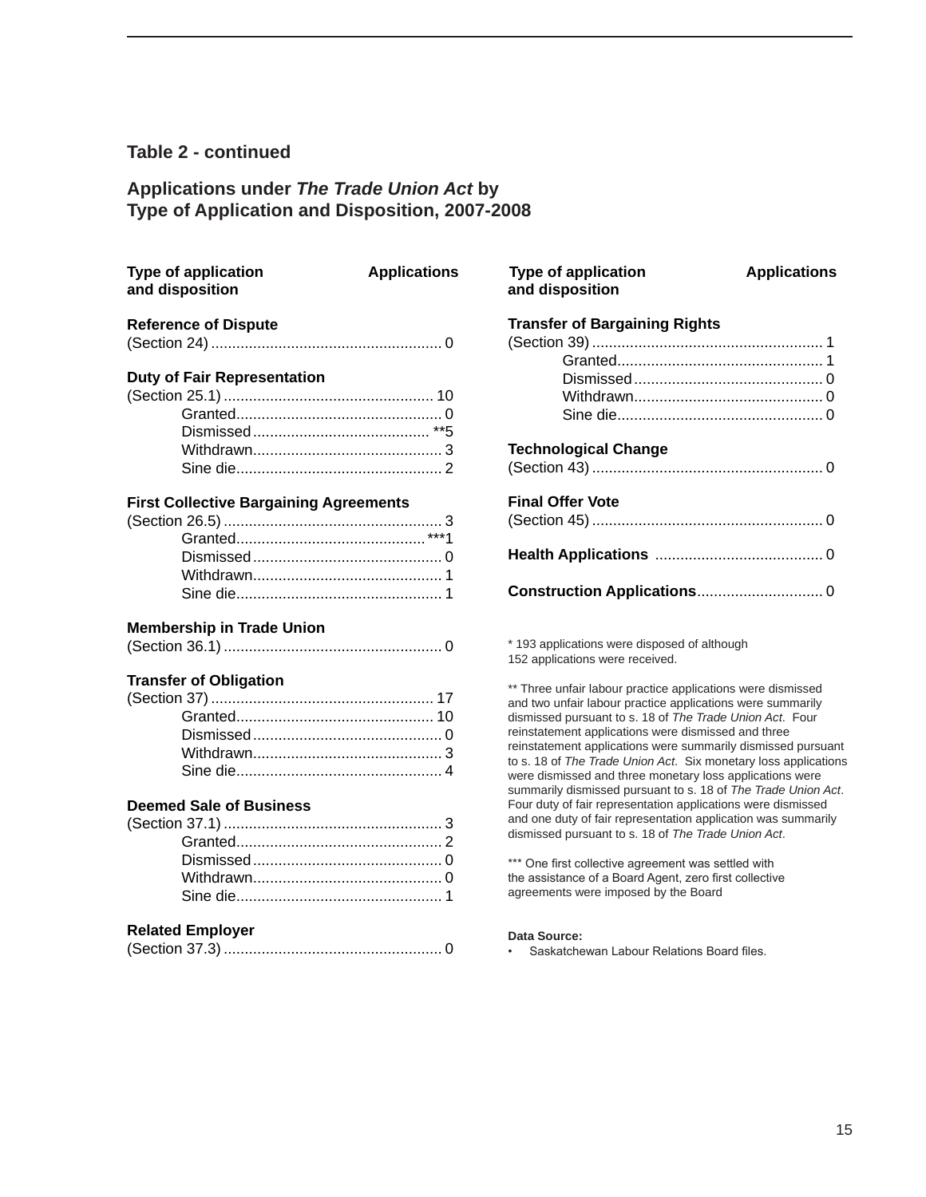### Table 2 - continued

### Applications under *The Trade Union Act* by Type of Application and Disposition, 2007-2008

| Type of application and disposition | Applications |
|---|---|
| **Reference of Dispute** | |
| (Section 24) | 0 |
| **Duty of Fair Representation** | |
| (Section 25.1) | 10 |
| Granted | 0 |
| Dismissed | **5 |
| Withdrawn | 3 |
| Sine die | 2 |
| **First Collective Bargaining Agreements** | |
| (Section 26.5) | 3 |
| Granted | ***1 |
| Dismissed | 0 |
| Withdrawn | 1 |
| Sine die | 1 |
| **Membership in Trade Union** | |
| (Section 36.1) | 0 |
| **Transfer of Obligation** | |
| (Section 37) | 17 |
| Granted | 10 |
| Dismissed | 0 |
| Withdrawn | 3 |
| Sine die | 4 |
| **Deemed Sale of Business** | |
| (Section 37.1) | 3 |
| Granted | 2 |
| Dismissed | 0 |
| Withdrawn | 0 |
| Sine die | 1 |
| **Related Employer** | |
| (Section 37.3) | 0 |
| **Transfer of Bargaining Rights** | |
| (Section 39) | 1 |
| Granted | 1 |
| Dismissed | 0 |
| Withdrawn | 0 |
| Sine die | 0 |
| **Technological Change** | |
| (Section 43) | 0 |
| **Final Offer Vote** | |
| (Section 45) | 0 |
| **Health Applications** | 0 |
| **Construction Applications** | 0 |

\* 193 applications were disposed of although 152 applications were received.

** Three unfair labour practice applications were dismissed and two unfair labour practice applications were summarily dismissed pursuant to s. 18 of *The Trade Union Act*. Four reinstatement applications were dismissed and three reinstatement applications were summarily dismissed pursuant to s. 18 of *The Trade Union Act*. Six monetary loss applications were dismissed and three monetary loss applications were summarily dismissed pursuant to s. 18 of *The Trade Union Act*. Four duty of fair representation applications were dismissed and one duty of fair representation application was summarily dismissed pursuant to s. 18 of *The Trade Union Act*.

*** One first collective agreement was settled with the assistance of a Board Agent, zero first collective agreements were imposed by the Board

**Data Source:**

- Saskatchewan Labour Relations Board files.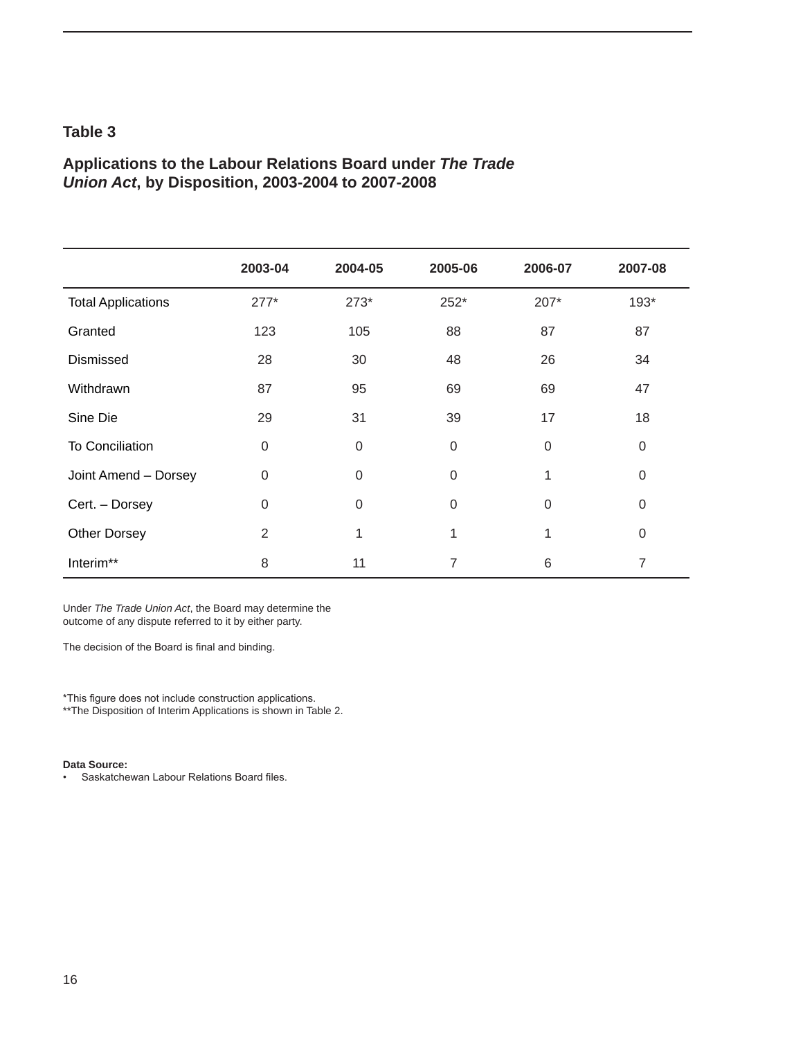## Table 3

### Applications to the Labour Relations Board under *The Trade Union Act*, by Disposition, 2003-2004 to 2007-2008

| | 2003-04 | 2004-05 | 2005-06 | 2006-07 | 2007-08 |
|---|---|---|---|---|---|
| Total Applications | 277* | 273* | 252* | 207* | 193* |
| Granted | 123 | 105 | 88 | 87 | 87 |
| Dismissed | 28 | 30 | 48 | 26 | 34 |
| Withdrawn | 87 | 95 | 69 | 69 | 47 |
| Sine Die | 29 | 31 | 39 | 17 | 18 |
| To Conciliation | 0 | 0 | 0 | 0 | 0 |
| Joint Amend – Dorsey | 0 | 0 | 0 | 1 | 0 |
| Cert. – Dorsey | 0 | 0 | 0 | 0 | 0 |
| Other Dorsey | 2 | 1 | 1 | 1 | 0 |
| Interim** | 8 | 11 | 7 | 6 | 7 |

Under *The Trade Union Act*, the Board may determine the outcome of any dispute referred to it by either party.

The decision of the Board is final and binding.

*This figure does not include construction applications.
**The Disposition of Interim Applications is shown in Table 2.

**Data Source:**

- Saskatchewan Labour Relations Board files.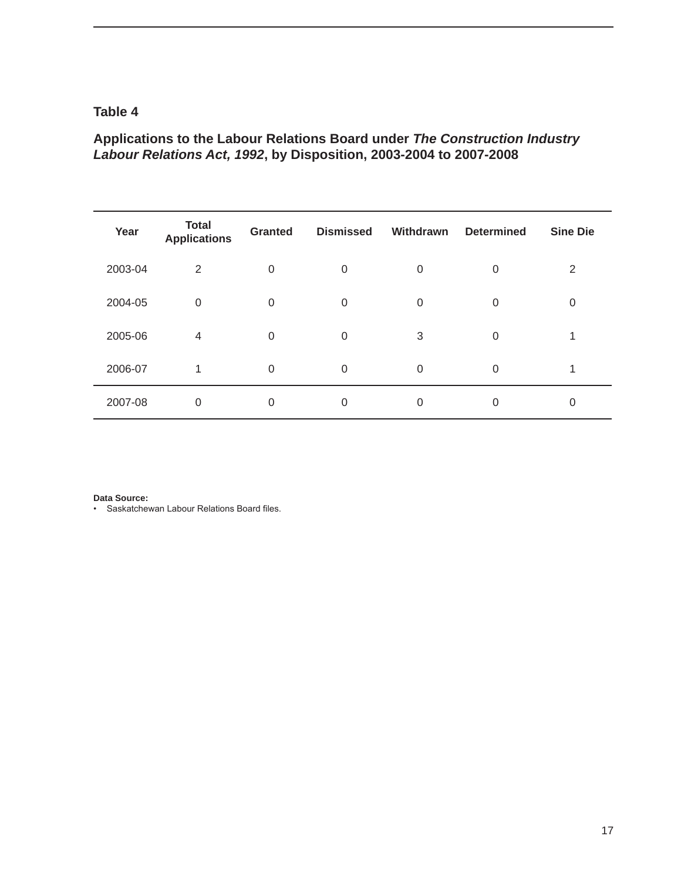**Table 4**

**Applications to the Labour Relations Board under *The Construction Industry Labour Relations Act, 1992*, by Disposition, 2003-2004 to 2007-2008**

| Year | Total Applications | Granted | Dismissed | Withdrawn | Determined | Sine Die |
|---|---|---|---|---|---|---|
| 2003-04 | 2 | 0 | 0 | 0 | 0 | 2 |
| 2004-05 | 0 | 0 | 0 | 0 | 0 | 0 |
| 2005-06 | 4 | 0 | 0 | 3 | 0 | 1 |
| 2006-07 | 1 | 0 | 0 | 0 | 0 | 1 |
| 2007-08 | 0 | 0 | 0 | 0 | 0 | 0 |

**Data Source:**

- Saskatchewan Labour Relations Board files.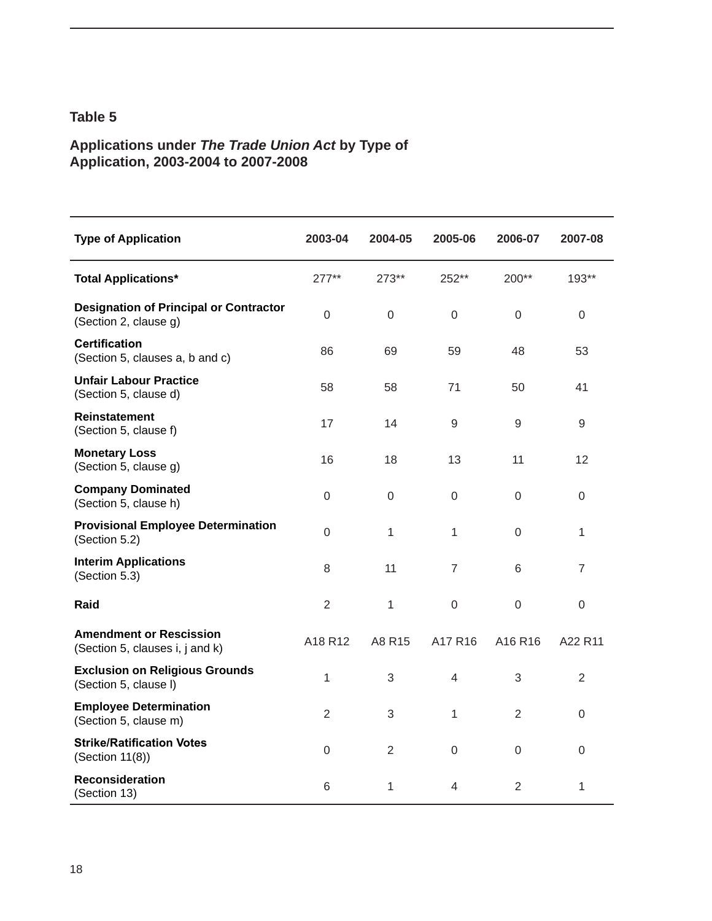## Table 5

### Applications under *The Trade Union Act* by Type of Application, 2003-2004 to 2007-2008

| Type of Application | 2003-04 | 2004-05 | 2005-06 | 2006-07 | 2007-08 |
|---|---|---|---|---|---|
| **Total Applications*** | 277** | 273** | 252** | 200** | 193** |
| **Designation of Principal or Contractor** (Section 2, clause g) | 0 | 0 | 0 | 0 | 0 |
| **Certification** (Section 5, clauses a, b and c) | 86 | 69 | 59 | 48 | 53 |
| **Unfair Labour Practice** (Section 5, clause d) | 58 | 58 | 71 | 50 | 41 |
| **Reinstatement** (Section 5, clause f) | 17 | 14 | 9 | 9 | 9 |
| **Monetary Loss** (Section 5, clause g) | 16 | 18 | 13 | 11 | 12 |
| **Company Dominated** (Section 5, clause h) | 0 | 0 | 0 | 0 | 0 |
| **Provisional Employee Determination** (Section 5.2) | 0 | 1 | 1 | 0 | 1 |
| **Interim Applications** (Section 5.3) | 8 | 11 | 7 | 6 | 7 |
| **Raid** | 2 | 1 | 0 | 0 | 0 |
| **Amendment or Rescission** (Section 5, clauses i, j and k) | A18 R12 | A8 R15 | A17 R16 | A16 R16 | A22 R11 |
| **Exclusion on Religious Grounds** (Section 5, clause l) | 1 | 3 | 4 | 3 | 2 |
| **Employee Determination** (Section 5, clause m) | 2 | 3 | 1 | 2 | 0 |
| **Strike/Ratification Votes** (Section 11(8)) | 0 | 2 | 0 | 0 | 0 |
| **Reconsideration** (Section 13) | 6 | 1 | 4 | 2 | 1 |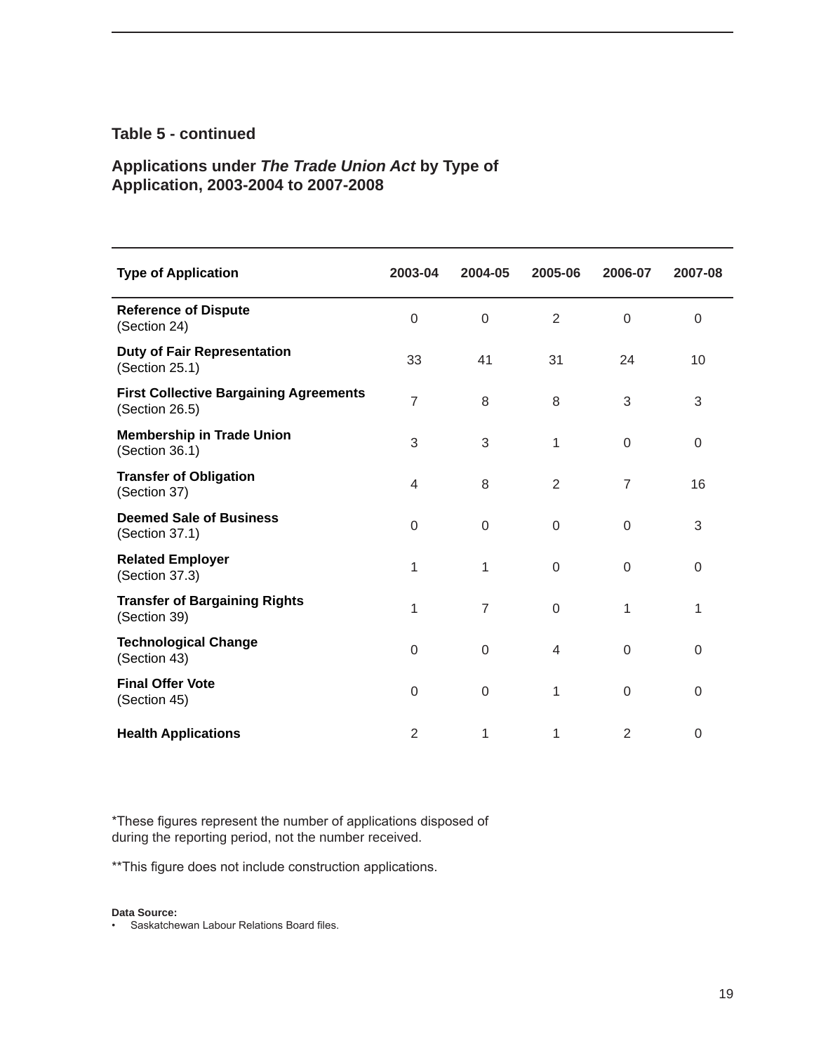### Table 5 - continued

### Applications under *The Trade Union Act* by Type of Application, 2003-2004 to 2007-2008

| Type of Application | 2003-04 | 2004-05 | 2005-06 | 2006-07 | 2007-08 |
|---|---|---|---|---|---|
| **Reference of Dispute** (Section 24) | 0 | 0 | 2 | 0 | 0 |
| **Duty of Fair Representation** (Section 25.1) | 33 | 41 | 31 | 24 | 10 |
| **First Collective Bargaining Agreements** (Section 26.5) | 7 | 8 | 8 | 3 | 3 |
| **Membership in Trade Union** (Section 36.1) | 3 | 3 | 1 | 0 | 0 |
| **Transfer of Obligation** (Section 37) | 4 | 8 | 2 | 7 | 16 |
| **Deemed Sale of Business** (Section 37.1) | 0 | 0 | 0 | 0 | 3 |
| **Related Employer** (Section 37.3) | 1 | 1 | 0 | 0 | 0 |
| **Transfer of Bargaining Rights** (Section 39) | 1 | 7 | 0 | 1 | 1 |
| **Technological Change** (Section 43) | 0 | 0 | 4 | 0 | 0 |
| **Final Offer Vote** (Section 45) | 0 | 0 | 1 | 0 | 0 |
| **Health Applications** | 2 | 1 | 1 | 2 | 0 |

*These figures represent the number of applications disposed of during the reporting period, not the number received.

**This figure does not include construction applications.

**Data Source:**

- Saskatchewan Labour Relations Board files.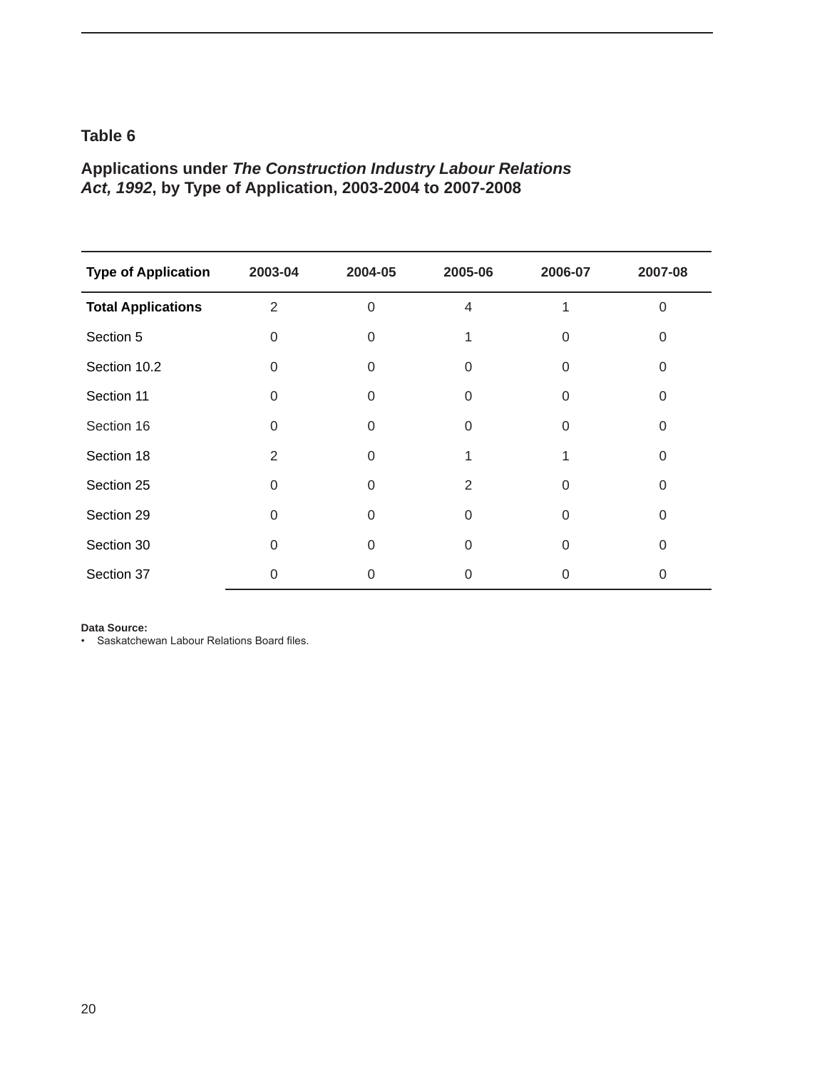## Table 6

### Applications under *The Construction Industry Labour Relations Act, 1992*, by Type of Application, 2003-2004 to 2007-2008

| Type of Application | 2003-04 | 2004-05 | 2005-06 | 2006-07 | 2007-08 |
|---|---|---|---|---|---|
| **Total Applications** | 2 | 0 | 4 | 1 | 0 |
| Section 5 | 0 | 0 | 1 | 0 | 0 |
| Section 10.2 | 0 | 0 | 0 | 0 | 0 |
| Section 11 | 0 | 0 | 0 | 0 | 0 |
| Section 16 | 0 | 0 | 0 | 0 | 0 |
| Section 18 | 2 | 0 | 1 | 1 | 0 |
| Section 25 | 0 | 0 | 2 | 0 | 0 |
| Section 29 | 0 | 0 | 0 | 0 | 0 |
| Section 30 | 0 | 0 | 0 | 0 | 0 |
| Section 37 | 0 | 0 | 0 | 0 | 0 |

**Data Source:**
- Saskatchewan Labour Relations Board files.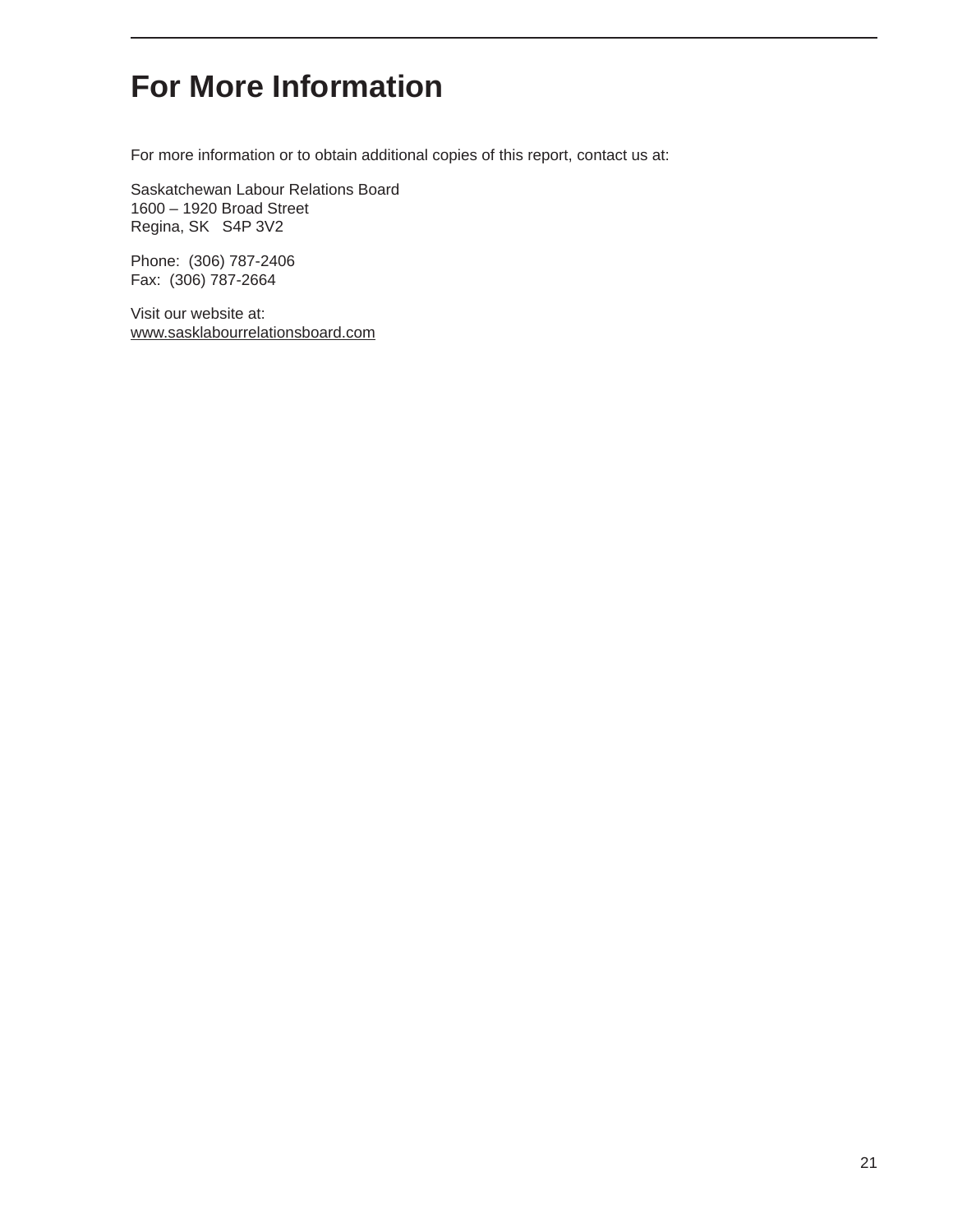# For More Information

For more information or to obtain additional copies of this report, contact us at:

Saskatchewan Labour Relations Board
1600 – 1920 Broad Street
Regina, SK   S4P 3V2

Phone:  (306) 787-2406
Fax:  (306) 787-2664

Visit our website at:
www.sasklabourrelationsboard.com